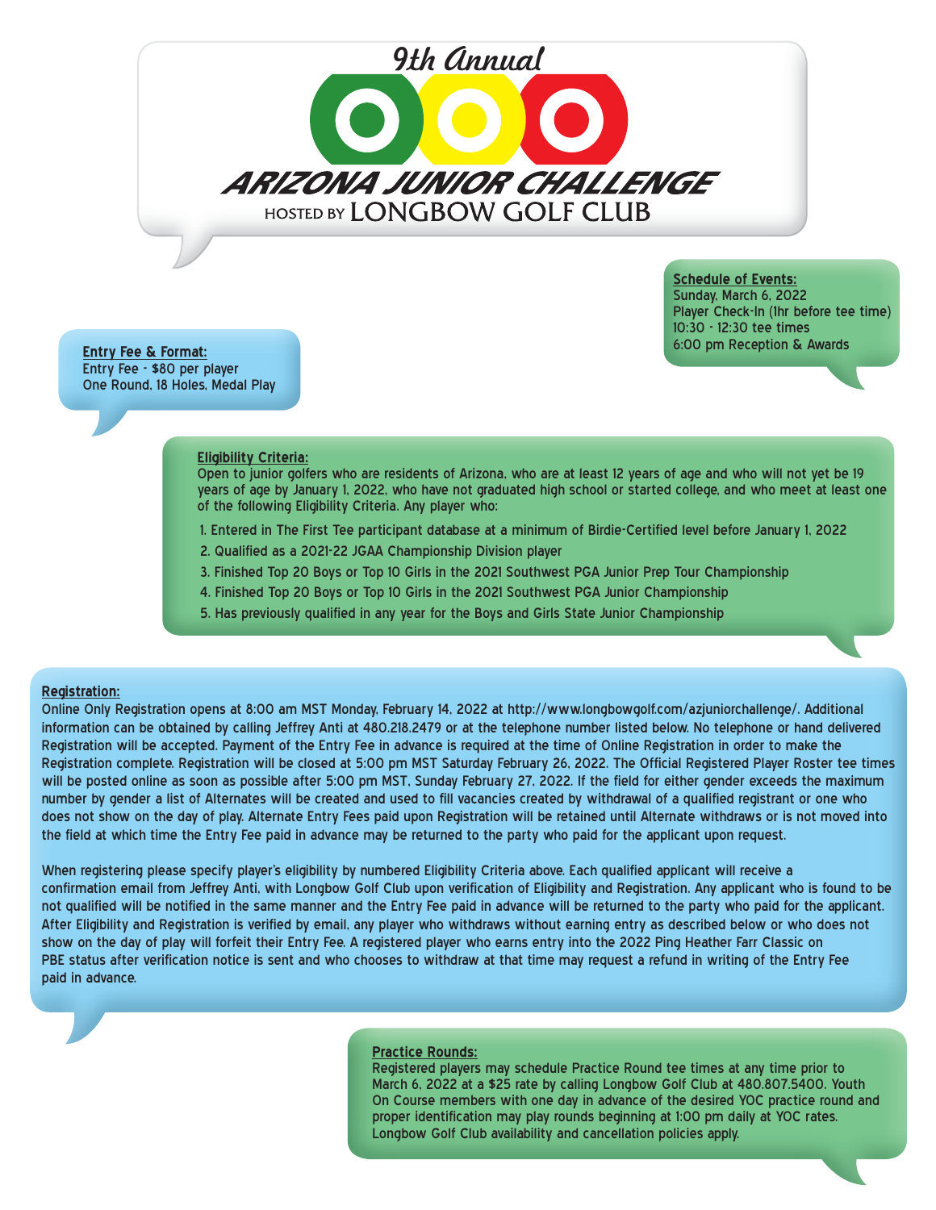# 9th Annual

# ARIZONA JUNIOR CHALLENGE

HOSTED BY LONGBOW GOLF CLUB

**Schedule of Events:**
Sunday, March 6, 2022
Player Check-In (1hr before tee time)
10:30 - 12:30 tee times
6:00 pm Reception & Awards

**Entry Fee & Format:**
Entry Fee - $80 per player
One Round, 18 Holes, Medal Play

**Eligibility Criteria:**
Open to junior golfers who are residents of Arizona, who are at least 12 years of age and who will not yet be 19 years of age by January 1, 2022, who have not graduated high school or started college, and who meet at least one of the following Eligibility Criteria. Any player who:

1. Entered in The First Tee participant database at a minimum of Birdie-Certified level before January 1, 2022
2. Qualified as a 2021-22 JGAA Championship Division player
3. Finished Top 20 Boys or Top 10 Girls in the 2021 Southwest PGA Junior Prep Tour Championship
4. Finished Top 20 Boys or Top 10 Girls in the 2021 Southwest PGA Junior Championship
5. Has previously qualified in any year for the Boys and Girls State Junior Championship

**Registration:**
Online Only Registration opens at 8:00 am MST Monday, February 14, 2022 at http://www.longbowgolf.com/azjuniorchallenge/. Additional information can be obtained by calling Jeffrey Anti at 480.218.2479 or at the telephone number listed below. No telephone or hand delivered Registration will be accepted. Payment of the Entry Fee in advance is required at the time of Online Registration in order to make the Registration complete. Registration will be closed at 5:00 pm MST Saturday February 26, 2022. The Official Registered Player Roster tee times will be posted online as soon as possible after 5:00 pm MST, Sunday February 27, 2022. If the field for either gender exceeds the maximum number by gender a list of Alternates will be created and used to fill vacancies created by withdrawal of a qualified registrant or one who does not show on the day of play. Alternate Entry Fees paid upon Registration will be retained until Alternate withdraws or is not moved into the field at which time the Entry Fee paid in advance may be returned to the party who paid for the applicant upon request.

When registering please specify player's eligibility by numbered Eligibility Criteria above. Each qualified applicant will receive a confirmation email from Jeffrey Anti, with Longbow Golf Club upon verification of Eligibility and Registration. Any applicant who is found to be not qualified will be notified in the same manner and the Entry Fee paid in advance will be returned to the party who paid for the applicant. After Eligibility and Registration is verified by email, any player who withdraws without earning entry as described below or who does not show on the day of play will forfeit their Entry Fee. A registered player who earns entry into the 2022 Ping Heather Farr Classic on PBE status after verification notice is sent and who chooses to withdraw at that time may request a refund in writing of the Entry Fee paid in advance.

**Practice Rounds:**
Registered players may schedule Practice Round tee times at any time prior to March 6, 2022 at a $25 rate by calling Longbow Golf Club at 480.807.5400. Youth On Course members with one day in advance of the desired YOC practice round and proper identification may play rounds beginning at 1:00 pm daily at YOC rates. Longbow Golf Club availability and cancellation policies apply.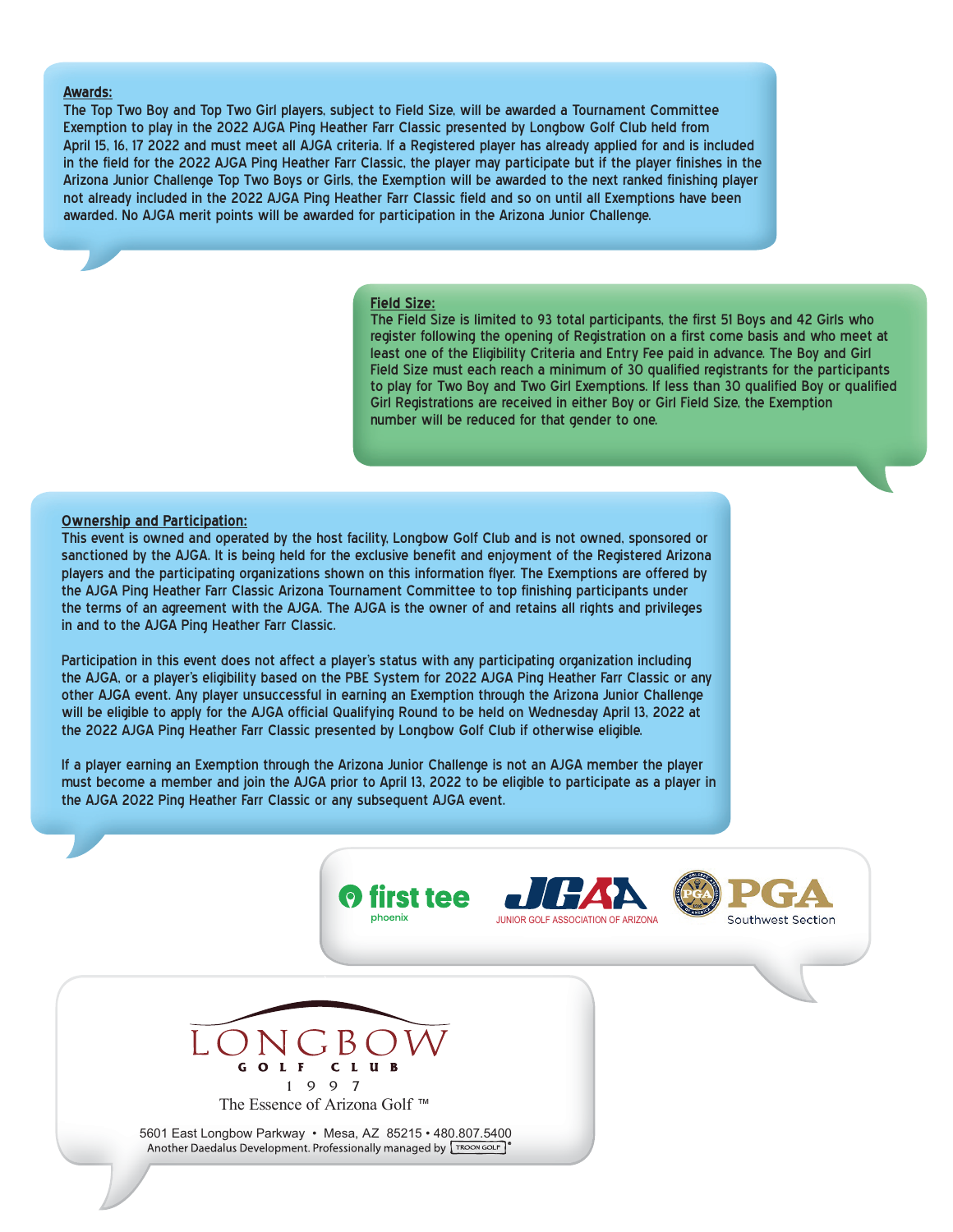**Awards:**

The Top Two Boy and Top Two Girl players, subject to Field Size, will be awarded a Tournament Committee Exemption to play in the 2022 AJGA Ping Heather Farr Classic presented by Longbow Golf Club held from April 15, 16, 17 2022 and must meet all AJGA criteria. If a Registered player has already applied for and is included in the field for the 2022 AJGA Ping Heather Farr Classic, the player may participate but if the player finishes in the Arizona Junior Challenge Top Two Boys or Girls, the Exemption will be awarded to the next ranked finishing player not already included in the 2022 AJGA Ping Heather Farr Classic field and so on until all Exemptions have been awarded. No AJGA merit points will be awarded for participation in the Arizona Junior Challenge.

**Field Size:**

The Field Size is limited to 93 total participants, the first 51 Boys and 42 Girls who register following the opening of Registration on a first come basis and who meet at least one of the Eligibility Criteria and Entry Fee paid in advance. The Boy and Girl Field Size must each reach a minimum of 30 qualified registrants for the participants to play for Two Boy and Two Girl Exemptions. If less than 30 qualified Boy or qualified Girl Registrations are received in either Boy or Girl Field Size, the Exemption number will be reduced for that gender to one.

**Ownership and Participation:**

This event is owned and operated by the host facility, Longbow Golf Club and is not owned, sponsored or sanctioned by the AJGA. It is being held for the exclusive benefit and enjoyment of the Registered Arizona players and the participating organizations shown on this information flyer. The Exemptions are offered by the AJGA Ping Heather Farr Classic Arizona Tournament Committee to top finishing participants under the terms of an agreement with the AJGA. The AJGA is the owner of and retains all rights and privileges in and to the AJGA Ping Heather Farr Classic.

Participation in this event does not affect a player's status with any participating organization including the AJGA, or a player's eligibility based on the PBE System for 2022 AJGA Ping Heather Farr Classic or any other AJGA event. Any player unsuccessful in earning an Exemption through the Arizona Junior Challenge will be eligible to apply for the AJGA official Qualifying Round to be held on Wednesday April 13, 2022 at the 2022 AJGA Ping Heather Farr Classic presented by Longbow Golf Club if otherwise eligible.

If a player earning an Exemption through the Arizona Junior Challenge is not an AJGA member the player must become a member and join the AJGA prior to April 13, 2022 to be eligible to participate as a player in the AJGA 2022 Ping Heather Farr Classic or any subsequent AJGA event.

first tee phoenix

JGAA JUNIOR GOLF ASSOCIATION OF ARIZONA

PGA Southwest Section

LONGBOW GOLF CLUB
1997
The Essence of Arizona Golf ™

5601 East Longbow Parkway • Mesa, AZ 85215 • 480.807.5400
Another Daedalus Development. Professionally managed by TROON GOLF